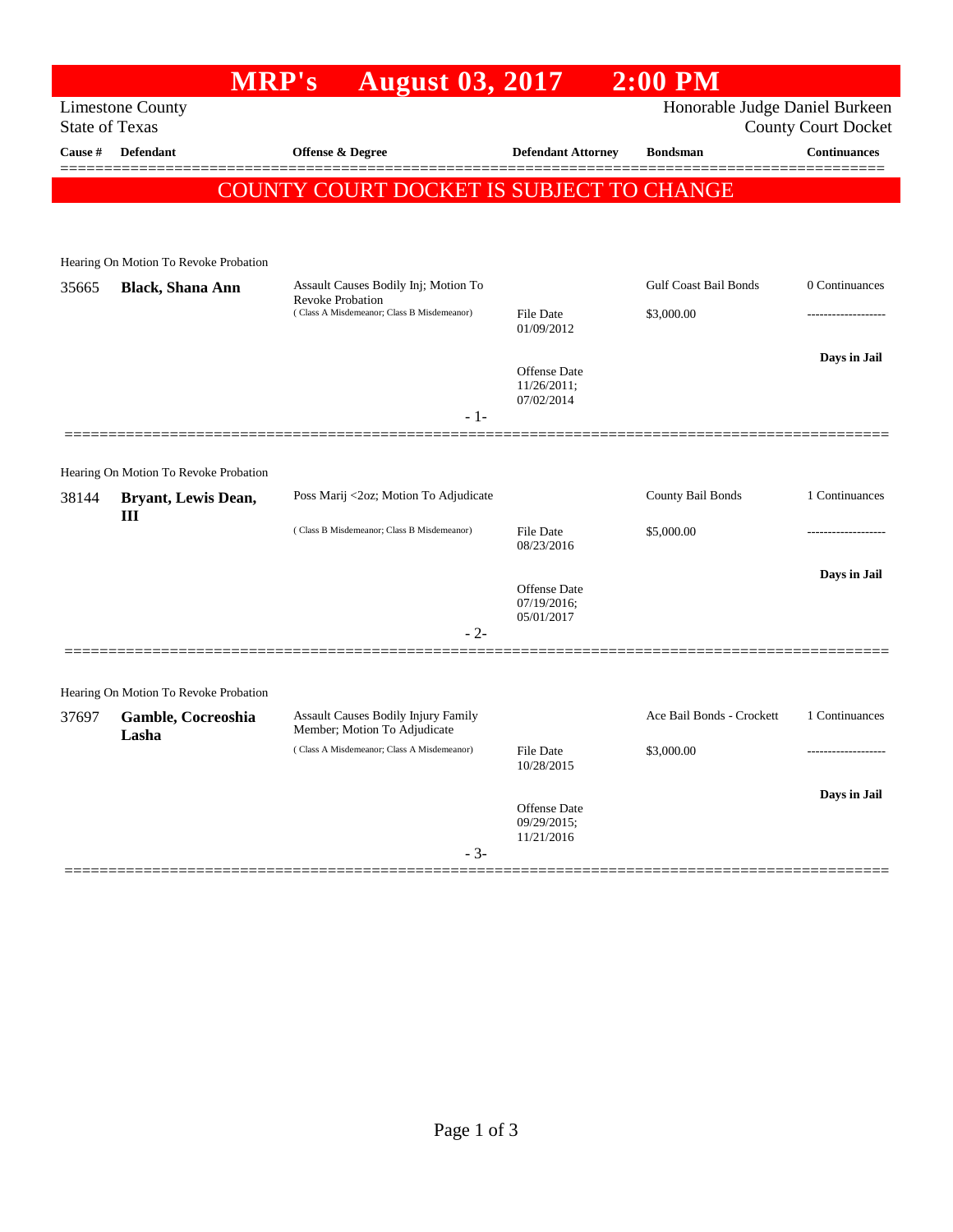# MRP's August 03, 2017 2:00 PM

Limestone County
State of Texas

Honorable Judge Daniel Burkeen
County Court Docket

| Cause # | Defendant | Offense & Degree | Defendant Attorney | Bondsman | Continuances |
|---|---|---|---|---|---|

**COUNTY COURT DOCKET IS SUBJECT TO CHANGE**

---

Hearing On Motion To Revoke Probation

| Cause # | Defendant | Offense & Degree | Defendant Attorney | Bondsman | Continuances |
|---|---|---|---|---|---|
| 35665 | **Black, Shana Ann** | Assault Causes Bodily Inj; Motion To Revoke Probation<br>( Class A Misdemeanor; Class B Misdemeanor) | File Date 01/09/2012<br>Offense Date 11/26/2011; 07/02/2014 | Gulf Coast Bail Bonds<br>$3,000.00 | 0 Continuances<br>-------------------<br>**Days in Jail** |

- 1-

---

Hearing On Motion To Revoke Probation

| Cause # | Defendant | Offense & Degree | Defendant Attorney | Bondsman | Continuances |
|---|---|---|---|---|---|
| 38144 | **Bryant, Lewis Dean, III** | Poss Marij <2oz; Motion To Adjudicate<br>( Class B Misdemeanor; Class B Misdemeanor) | File Date 08/23/2016<br>Offense Date 07/19/2016; 05/01/2017 | County Bail Bonds<br>$5,000.00 | 1 Continuances<br>-------------------<br>**Days in Jail** |

- 2-

---

Hearing On Motion To Revoke Probation

| Cause # | Defendant | Offense & Degree | Defendant Attorney | Bondsman | Continuances |
|---|---|---|---|---|---|
| 37697 | **Gamble, Cocreoshia Lasha** | Assault Causes Bodily Injury Family Member; Motion To Adjudicate<br>( Class A Misdemeanor; Class A Misdemeanor) | File Date 10/28/2015<br>Offense Date 09/29/2015; 11/21/2016 | Ace Bail Bonds - Crockett<br>$3,000.00 | 1 Continuances<br>-------------------<br>**Days in Jail** |

- 3-

---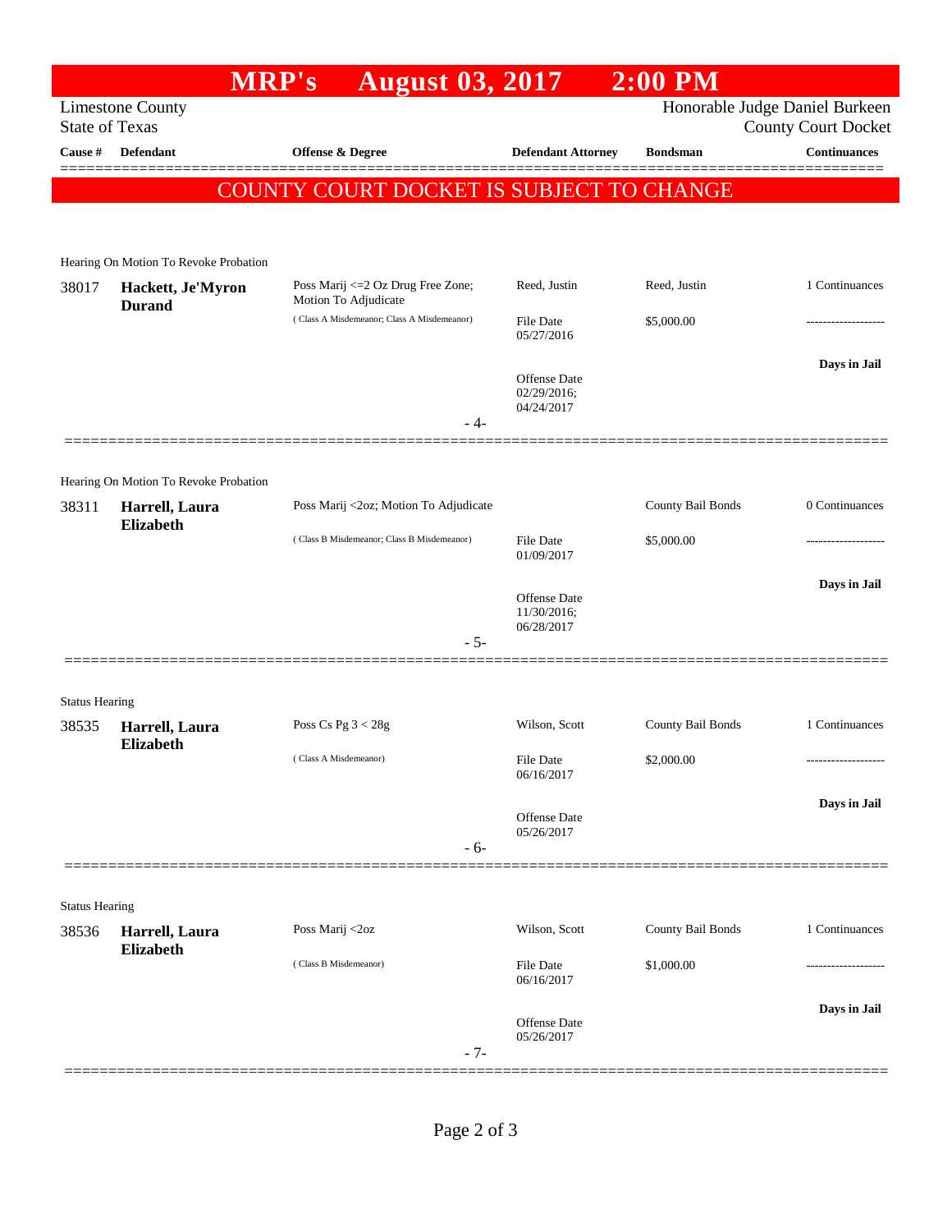# MRP's August 03, 2017 2:00 PM

Limestone County
State of Texas

Honorable Judge Daniel Burkeen
County Court Docket

| Cause # | Defendant | Offense & Degree | Defendant Attorney | Bondsman | Continuances |
|---|---|---|---|---|---|

**COUNTY COURT DOCKET IS SUBJECT TO CHANGE**

Hearing On Motion To Revoke Probation

| Cause # | Defendant | Offense & Degree | Defendant Attorney | Bondsman | Continuances |
|---|---|---|---|---|---|
| 38017 | **Hackett, Je'Myron Durand** | Poss Marij <=2 Oz Drug Free Zone; Motion To Adjudicate | Reed, Justin | Reed, Justin | 1 Continuances |
| | | ( Class A Misdemeanor; Class A Misdemeanor) | File Date 05/27/2016 | $5,000.00 | ------------------- |
| | | | Offense Date 02/29/2016; 04/24/2017 | | Days in Jail |

- 4-

Hearing On Motion To Revoke Probation

| Cause # | Defendant | Offense & Degree | Defendant Attorney | Bondsman | Continuances |
|---|---|---|---|---|---|
| 38311 | **Harrell, Laura Elizabeth** | Poss Marij <2oz; Motion To Adjudicate | | County Bail Bonds | 0 Continuances |
| | | ( Class B Misdemeanor; Class B Misdemeanor) | File Date 01/09/2017 | $5,000.00 | ------------------- |
| | | | Offense Date 11/30/2016; 06/28/2017 | | Days in Jail |

- 5-

Status Hearing

| Cause # | Defendant | Offense & Degree | Defendant Attorney | Bondsman | Continuances |
|---|---|---|---|---|---|
| 38535 | **Harrell, Laura Elizabeth** | Poss Cs Pg 3 < 28g | Wilson, Scott | County Bail Bonds | 1 Continuances |
| | | ( Class A Misdemeanor) | File Date 06/16/2017 | $2,000.00 | ------------------- |
| | | | Offense Date 05/26/2017 | | Days in Jail |

- 6-

Status Hearing

| Cause # | Defendant | Offense & Degree | Defendant Attorney | Bondsman | Continuances |
|---|---|---|---|---|---|
| 38536 | **Harrell, Laura Elizabeth** | Poss Marij <2oz | Wilson, Scott | County Bail Bonds | 1 Continuances |
| | | ( Class B Misdemeanor) | File Date 06/16/2017 | $1,000.00 | ------------------- |
| | | | Offense Date 05/26/2017 | | Days in Jail |

- 7-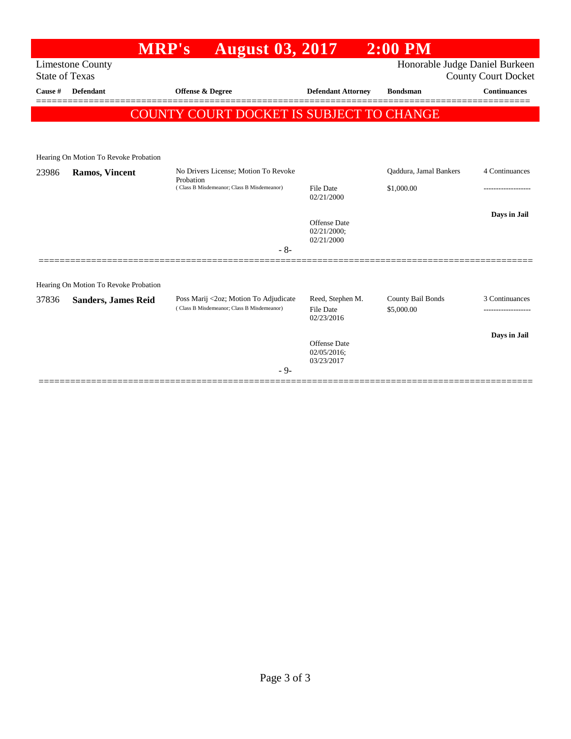# MRP's August 03, 2017 2:00 PM

Limestone County
State of Texas

Honorable Judge Daniel Burkeen
County Court Docket

| Cause # | Defendant | Offense & Degree | Defendant Attorney | Bondsman | Continuances |
|---|---|---|---|---|---|

COUNTY COURT DOCKET IS SUBJECT TO CHANGE

Hearing On Motion To Revoke Probation

| Cause # | Defendant | Offense & Degree | Defendant Attorney | Bondsman | Continuances |
|---|---|---|---|---|---|
| 23986 | **Ramos, Vincent** | No Drivers License; Motion To Revoke Probation<br>( Class B Misdemeanor; Class B Misdemeanor) | File Date<br>02/21/2000<br><br>Offense Date<br>02/21/2000;<br>02/21/2000 | Qaddura, Jamal Bankers<br>$1,000.00 | 4 Continuances<br>-------------------<br><br>**Days in Jail** |

- 8-

Hearing On Motion To Revoke Probation

| Cause # | Defendant | Offense & Degree | Defendant Attorney | Bondsman | Continuances |
|---|---|---|---|---|---|
| 37836 | **Sanders, James Reid** | Poss Marij <2oz; Motion To Adjudicate<br>( Class B Misdemeanor; Class B Misdemeanor) | Reed, Stephen M.<br>File Date<br>02/23/2016<br><br>Offense Date<br>02/05/2016;<br>03/23/2017 | County Bail Bonds<br>$5,000.00 | 3 Continuances<br>-------------------<br><br>**Days in Jail** |

- 9-